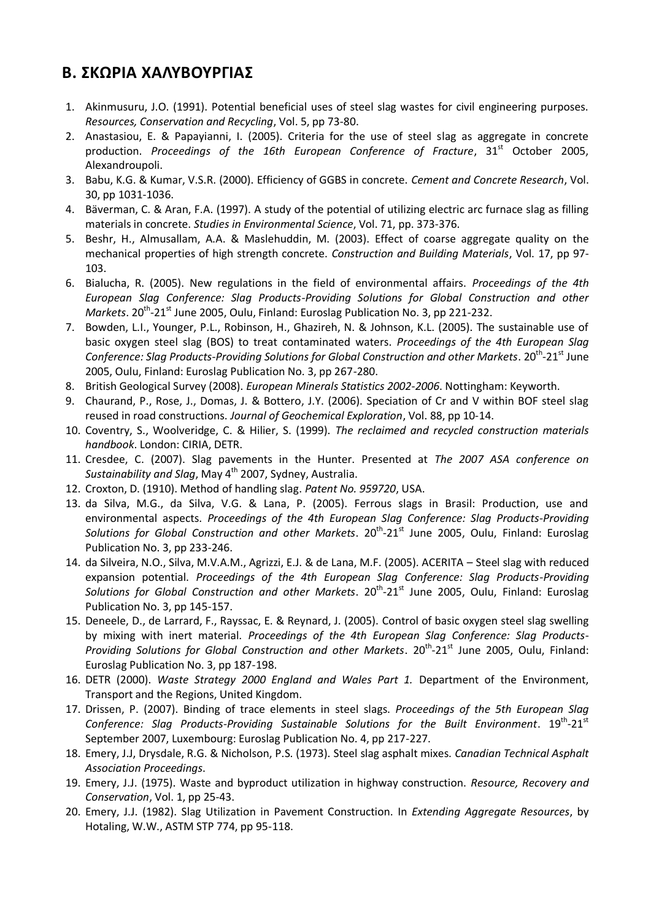## Β. ΣΚΩΡΙΑ ΧΑΛΥΒΟΥΡΓΙΑΣ

1. Akinmusuru, J.O. (1991). Potential beneficial uses of steel slag wastes for civil engineering purposes. *Resources, Conservation and Recycling*, Vol. 5, pp 73-80.
2. Anastasiou, E. & Papayianni, I. (2005). Criteria for the use of steel slag as aggregate in concrete production. *Proceedings of the 16th European Conference of Fracture*, 31st October 2005, Alexandroupoli.
3. Babu, K.G. & Kumar, V.S.R. (2000). Efficiency of GGBS in concrete. *Cement and Concrete Research*, Vol. 30, pp 1031-1036.
4. Bäverman, C. & Aran, F.A. (1997). A study of the potential of utilizing electric arc furnace slag as filling materials in concrete. *Studies in Environmental Science*, Vol. 71, pp. 373-376.
5. Beshr, H., Almusallam, A.A. & Maslehuddin, M. (2003). Effect of coarse aggregate quality on the mechanical properties of high strength concrete. *Construction and Building Materials*, Vol. 17, pp 97-103.
6. Bialucha, R. (2005). New regulations in the field of environmental affairs. *Proceedings of the 4th European Slag Conference: Slag Products-Providing Solutions for Global Construction and other Markets*. 20th-21st June 2005, Oulu, Finland: Euroslag Publication No. 3, pp 221-232.
7. Bowden, L.I., Younger, P.L., Robinson, H., Ghazireh, N. & Johnson, K.L. (2005). The sustainable use of basic oxygen steel slag (BOS) to treat contaminated waters. *Proceedings of the 4th European Slag Conference: Slag Products-Providing Solutions for Global Construction and other Markets*. 20th-21st June 2005, Oulu, Finland: Euroslag Publication No. 3, pp 267-280.
8. British Geological Survey (2008). *European Minerals Statistics 2002-2006*. Nottingham: Keyworth.
9. Chaurand, P., Rose, J., Domas, J. & Bottero, J.Y. (2006). Speciation of Cr and V within BOF steel slag reused in road constructions. *Journal of Geochemical Exploration*, Vol. 88, pp 10-14.
10. Coventry, S., Woolveridge, C. & Hilier, S. (1999). *The reclaimed and recycled construction materials handbook*. London: CIRIA, DETR.
11. Cresdee, C. (2007). Slag pavements in the Hunter. Presented at *The 2007 ASA conference on Sustainability and Slag*, May 4th 2007, Sydney, Australia.
12. Croxton, D. (1910). Method of handling slag. *Patent No. 959720*, USA.
13. da Silva, M.G., da Silva, V.G. & Lana, P. (2005). Ferrous slags in Brasil: Production, use and environmental aspects. *Proceedings of the 4th European Slag Conference: Slag Products-Providing Solutions for Global Construction and other Markets*. 20th-21st June 2005, Oulu, Finland: Euroslag Publication No. 3, pp 233-246.
14. da Silveira, N.O., Silva, M.V.A.M., Agrizzi, E.J. & de Lana, M.F. (2005). ACERITA – Steel slag with reduced expansion potential. *Proceedings of the 4th European Slag Conference: Slag Products-Providing Solutions for Global Construction and other Markets*. 20th-21st June 2005, Oulu, Finland: Euroslag Publication No. 3, pp 145-157.
15. Deneele, D., de Larrard, F., Rayssac, E. & Reynard, J. (2005). Control of basic oxygen steel slag swelling by mixing with inert material. *Proceedings of the 4th European Slag Conference: Slag Products-Providing Solutions for Global Construction and other Markets*. 20th-21st June 2005, Oulu, Finland: Euroslag Publication No. 3, pp 187-198.
16. DETR (2000). *Waste Strategy 2000 England and Wales Part 1.* Department of the Environment, Transport and the Regions, United Kingdom.
17. Drissen, P. (2007). Binding of trace elements in steel slags. *Proceedings of the 5th European Slag Conference: Slag Products-Providing Sustainable Solutions for the Built Environment*. 19th-21st September 2007, Luxembourg: Euroslag Publication No. 4, pp 217-227.
18. Emery, J.J, Drysdale, R.G. & Nicholson, P.S. (1973). Steel slag asphalt mixes. *Canadian Technical Asphalt Association Proceedings*.
19. Emery, J.J. (1975). Waste and byproduct utilization in highway construction. *Resource, Recovery and Conservation*, Vol. 1, pp 25-43.
20. Emery, J.J. (1982). Slag Utilization in Pavement Construction. In *Extending Aggregate Resources*, by Hotaling, W.W., ASTM STP 774, pp 95-118.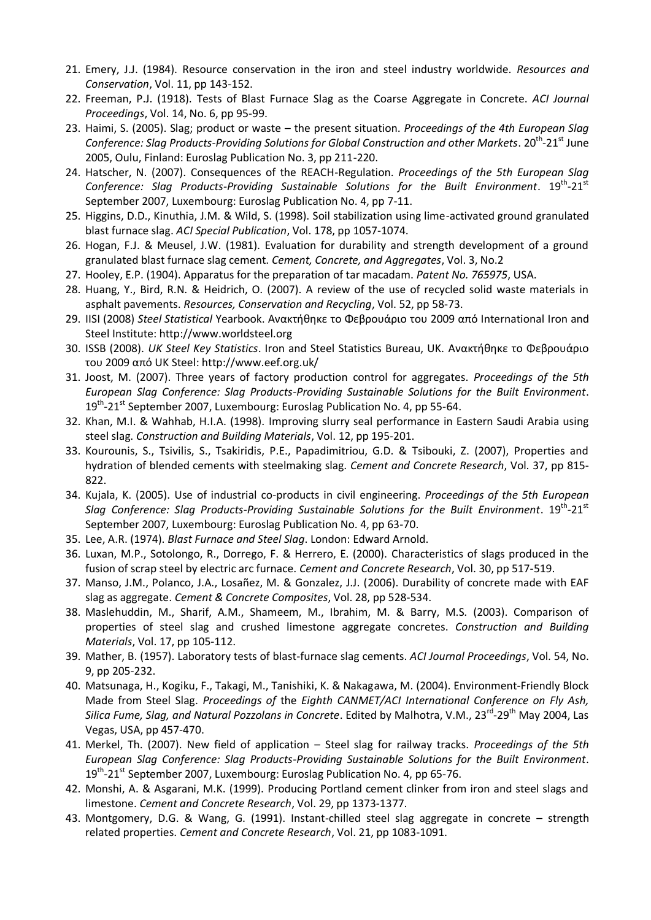21. Emery, J.J. (1984). Resource conservation in the iron and steel industry worldwide. *Resources and Conservation*, Vol. 11, pp 143-152.
22. Freeman, P.J. (1918). Tests of Blast Furnace Slag as the Coarse Aggregate in Concrete. *ACI Journal Proceedings*, Vol. 14, No. 6, pp 95-99.
23. Haimi, S. (2005). Slag; product or waste – the present situation. *Proceedings of the 4th European Slag Conference: Slag Products-Providing Solutions for Global Construction and other Markets*. 20th-21st June 2005, Oulu, Finland: Euroslag Publication No. 3, pp 211-220.
24. Hatscher, N. (2007). Consequences of the REACH-Regulation. *Proceedings of the 5th European Slag Conference: Slag Products-Providing Sustainable Solutions for the Built Environment*. 19th-21st September 2007, Luxembourg: Euroslag Publication No. 4, pp 7-11.
25. Higgins, D.D., Kinuthia, J.M. & Wild, S. (1998). Soil stabilization using lime-activated ground granulated blast furnace slag. *ACI Special Publication*, Vol. 178, pp 1057-1074.
26. Hogan, F.J. & Meusel, J.W. (1981). Evaluation for durability and strength development of a ground granulated blast furnace slag cement. *Cement, Concrete, and Aggregates*, Vol. 3, No.2
27. Hooley, E.P. (1904). Apparatus for the preparation of tar macadam. *Patent No. 765975*, USA.
28. Huang, Y., Bird, R.N. & Heidrich, O. (2007). A review of the use of recycled solid waste materials in asphalt pavements. *Resources, Conservation and Recycling*, Vol. 52, pp 58-73.
29. IISI (2008) *Steel Statistical* Yearbook. Ανακτήθηκε το Φεβρουάριο του 2009 από International Iron and Steel Institute: http://www.worldsteel.org
30. ISSB (2008). *UK Steel Key Statistics*. Iron and Steel Statistics Bureau, UK. Ανακτήθηκε το Φεβρουάριο του 2009 από UK Steel: http://www.eef.org.uk/
31. Joost, M. (2007). Three years of factory production control for aggregates. *Proceedings of the 5th European Slag Conference: Slag Products-Providing Sustainable Solutions for the Built Environment*. 19th-21st September 2007, Luxembourg: Euroslag Publication No. 4, pp 55-64.
32. Khan, M.I. & Wahhab, H.I.A. (1998). Improving slurry seal performance in Eastern Saudi Arabia using steel slag. *Construction and Building Materials*, Vol. 12, pp 195-201.
33. Kourounis, S., Tsivilis, S., Tsakiridis, P.E., Papadimitriou, G.D. & Tsibouki, Z. (2007), Properties and hydration of blended cements with steelmaking slag. *Cement and Concrete Research*, Vol. 37, pp 815-822.
34. Kujala, K. (2005). Use of industrial co-products in civil engineering. *Proceedings of the 5th European Slag Conference: Slag Products-Providing Sustainable Solutions for the Built Environment*. 19th-21st September 2007, Luxembourg: Euroslag Publication No. 4, pp 63-70.
35. Lee, A.R. (1974). *Blast Furnace and Steel Slag*. London: Edward Arnold.
36. Luxan, M.P., Sotolongo, R., Dorrego, F. & Herrero, E. (2000). Characteristics of slags produced in the fusion of scrap steel by electric arc furnace. *Cement and Concrete Research*, Vol. 30, pp 517-519.
37. Manso, J.M., Polanco, J.A., Losañez, M. & Gonzalez, J.J. (2006). Durability of concrete made with EAF slag as aggregate. *Cement & Concrete Composites*, Vol. 28, pp 528-534.
38. Maslehuddin, M., Sharif, A.M., Shameem, M., Ibrahim, M. & Barry, M.S. (2003). Comparison of properties of steel slag and crushed limestone aggregate concretes. *Construction and Building Materials*, Vol. 17, pp 105-112.
39. Mather, B. (1957). Laboratory tests of blast-furnace slag cements. *ACI Journal Proceedings*, Vol. 54, No. 9, pp 205-232.
40. Matsunaga, H., Kogiku, F., Takagi, M., Tanishiki, K. & Nakagawa, M. (2004). Environment-Friendly Block Made from Steel Slag. *Proceedings of the Eighth CANMET/ACI International Conference on Fly Ash, Silica Fume, Slag, and Natural Pozzolans in Concrete*. Edited by Malhotra, V.M., 23rd-29th May 2004, Las Vegas, USA, pp 457-470.
41. Merkel, Th. (2007). New field of application – Steel slag for railway tracks. *Proceedings of the 5th European Slag Conference: Slag Products-Providing Sustainable Solutions for the Built Environment*. 19th-21st September 2007, Luxembourg: Euroslag Publication No. 4, pp 65-76.
42. Monshi, A. & Asgarani, M.K. (1999). Producing Portland cement clinker from iron and steel slags and limestone. *Cement and Concrete Research*, Vol. 29, pp 1373-1377.
43. Montgomery, D.G. & Wang, G. (1991). Instant-chilled steel slag aggregate in concrete – strength related properties. *Cement and Concrete Research*, Vol. 21, pp 1083-1091.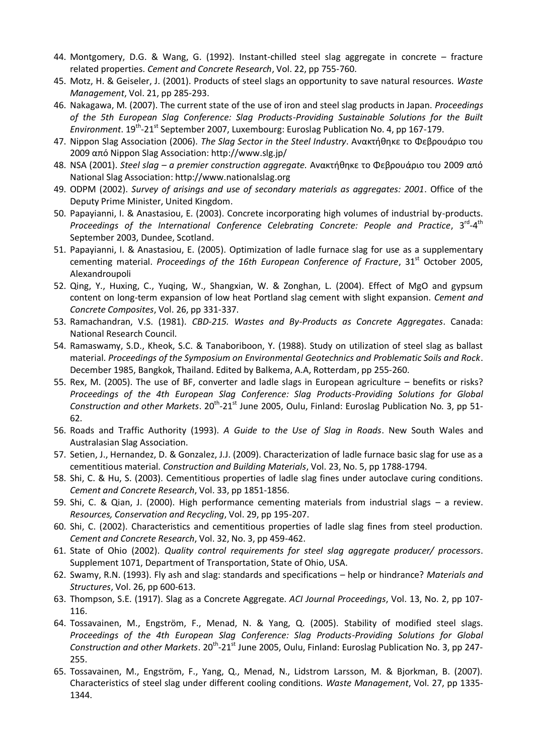44. Montgomery, D.G. & Wang, G. (1992). Instant-chilled steel slag aggregate in concrete – fracture related properties. *Cement and Concrete Research*, Vol. 22, pp 755-760.
45. Motz, H. & Geiseler, J. (2001). Products of steel slags an opportunity to save natural resources. *Waste Management*, Vol. 21, pp 285-293.
46. Nakagawa, M. (2007). The current state of the use of iron and steel slag products in Japan. *Proceedings of the 5th European Slag Conference: Slag Products-Providing Sustainable Solutions for the Built Environment*. 19th-21st September 2007, Luxembourg: Euroslag Publication No. 4, pp 167-179.
47. Nippon Slag Association (2006). *The Slag Sector in the Steel Industry*. Ανακτήθηκε το Φεβρουάριο του 2009 από Nippon Slag Association: http://www.slg.jp/
48. NSA (2001). *Steel slag – a premier construction aggregate.* Ανακτήθηκε το Φεβρουάριο του 2009 από National Slag Association: http://www.nationalslag.org
49. ODPM (2002). *Survey of arisings and use of secondary materials as aggregates: 2001*. Office of the Deputy Prime Minister, United Kingdom.
50. Papayianni, I. & Anastasiou, E. (2003). Concrete incorporating high volumes of industrial by-products. *Proceedings of the International Conference Celebrating Concrete: People and Practice*, 3rd-4th September 2003, Dundee, Scotland.
51. Papayianni, I. & Anastasiou, E. (2005). Optimization of ladle furnace slag for use as a supplementary cementing material. *Proceedings of the 16th European Conference of Fracture*, 31st October 2005, Alexandroupoli
52. Qing, Y., Huxing, C., Yuqing, W., Shangxian, W. & Zonghan, L. (2004). Effect of MgO and gypsum content on long-term expansion of low heat Portland slag cement with slight expansion. *Cement and Concrete Composites*, Vol. 26, pp 331-337.
53. Ramachandran, V.S. (1981). *CBD-215. Wastes and By-Products as Concrete Aggregates*. Canada: National Research Council.
54. Ramaswamy, S.D., Kheok, S.C. & Tanaboriboon, Y. (1988). Study on utilization of steel slag as ballast material. *Proceedings of the Symposium on Environmental Geotechnics and Problematic Soils and Rock*. December 1985, Bangkok, Thailand. Edited by Balkema, A.A, Rotterdam, pp 255-260.
55. Rex, M. (2005). The use of BF, converter and ladle slags in European agriculture – benefits or risks? *Proceedings of the 4th European Slag Conference: Slag Products-Providing Solutions for Global Construction and other Markets*. 20th-21st June 2005, Oulu, Finland: Euroslag Publication No. 3, pp 51-62.
56. Roads and Traffic Authority (1993). *A Guide to the Use of Slag in Roads*. New South Wales and Australasian Slag Association.
57. Setien, J., Hernandez, D. & Gonzalez, J.J. (2009). Characterization of ladle furnace basic slag for use as a cementitious material. *Construction and Building Materials*, Vol. 23, No. 5, pp 1788-1794.
58. Shi, C. & Hu, S. (2003). Cementitious properties of ladle slag fines under autoclave curing conditions. *Cement and Concrete Research*, Vol. 33, pp 1851-1856.
59. Shi, C. & Qian, J. (2000). High performance cementing materials from industrial slags – a review. *Resources, Conservation and Recycling*, Vol. 29, pp 195-207.
60. Shi, C. (2002). Characteristics and cementitious properties of ladle slag fines from steel production. *Cement and Concrete Research*, Vol. 32, No. 3, pp 459-462.
61. State of Ohio (2002). *Quality control requirements for steel slag aggregate producer/ processors*. Supplement 1071, Department of Transportation, State of Ohio, USA.
62. Swamy, R.N. (1993). Fly ash and slag: standards and specifications – help or hindrance? *Materials and Structures*, Vol. 26, pp 600-613.
63. Thompson, S.E. (1917). Slag as a Concrete Aggregate. *ACI Journal Proceedings*, Vol. 13, No. 2, pp 107-116.
64. Tossavainen, M., Engström, F., Menad, N. & Yang, Q. (2005). Stability of modified steel slags. *Proceedings of the 4th European Slag Conference: Slag Products-Providing Solutions for Global Construction and other Markets*. 20th-21st June 2005, Oulu, Finland: Euroslag Publication No. 3, pp 247-255.
65. Tossavainen, M., Engström, F., Yang, Q., Menad, N., Lidstrom Larsson, M. & Bjorkman, B. (2007). Characteristics of steel slag under different cooling conditions. *Waste Management*, Vol. 27, pp 1335-1344.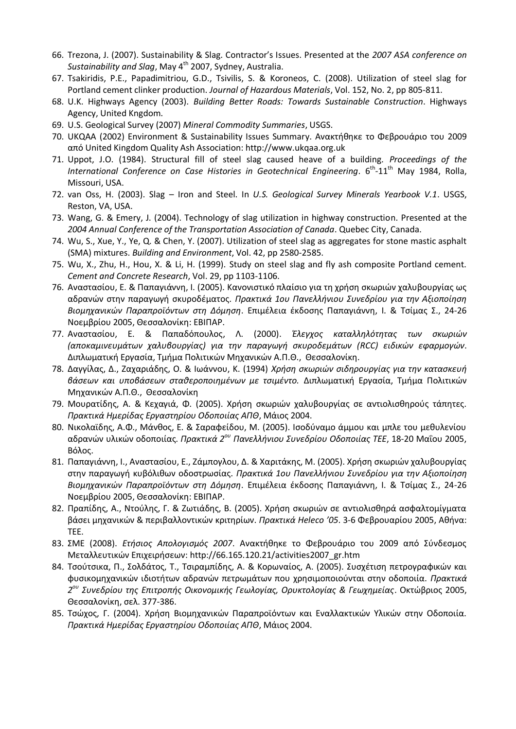66. Trezona, J. (2007). Sustainability & Slag. Contractor's Issues. Presented at the *2007 ASA conference on Sustainability and Slag*, May 4th 2007, Sydney, Australia.
67. Tsakiridis, P.E., Papadimitriou, G.D., Tsivilis, S. & Koroneos, C. (2008). Utilization of steel slag for Portland cement clinker production. *Journal of Hazardous Materials*, Vol. 152, No. 2, pp 805-811.
68. U.K. Highways Agency (2003). *Building Better Roads: Towards Sustainable Construction*. Highways Agency, United Kngdom.
69. U.S. Geological Survey (2007) *Mineral Commodity Summaries*, USGS.
70. UKQAA (2002) Environment & Sustainability Issues Summary. Ανακτήθηκε το Φεβρουάριο του 2009 από United Kingdom Quality Ash Association: http://www.ukqaa.org.uk
71. Uppot, J.O. (1984). Structural fill of steel slag caused heave of a building. *Proceedings of the International Conference on Case Histories in Geotechnical Engineering*. 6th-11th May 1984, Rolla, Missouri, USA.
72. van Oss, H. (2003). Slag – Iron and Steel. In *U.S. Geological Survey Minerals Yearbook V.1*. USGS, Reston, VA, USA.
73. Wang, G. & Emery, J. (2004). Technology of slag utilization in highway construction. Presented at the *2004 Annual Conference of the Transportation Association of Canada*. Quebec City, Canada.
74. Wu, S., Xue, Y., Ye, Q. & Chen, Y. (2007). Utilization of steel slag as aggregates for stone mastic asphalt (SMA) mixtures. *Building and Environment*, Vol. 42, pp 2580-2585.
75. Wu, X., Zhu, H., Hou, X. & Li, H. (1999). Study on steel slag and fly ash composite Portland cement. *Cement and Concrete Research*, Vol. 29, pp 1103-1106.
76. Αναστασίου, Ε. & Παπαγιάννη, Ι. (2005). Κανονιστικό πλαίσιο για τη χρήση σκωριών χαλυβουργίας ως αδρανών στην παραγωγή σκυροδέματος. *Πρακτικά 1ου Πανελλήνιου Συνεδρίου για την Αξιοποίηση Βιομηχανικών Παραπροϊόντων στη Δόμηση*. Επιμέλεια έκδοσης Παπαγιάννη, Ι. & Τσίμας Σ., 24-26 Νοεμβρίου 2005, Θεσσαλονίκη: ΕΒΙΠΑΡ.
77. Αναστασίου, Ε. & Παπαδόπουλος, Λ. (2000). *Έλεγχος καταλληλότητας των σκωριών (αποκαμινευμάτων χαλυβουργίας) για την παραγωγή σκυροδεμάτων (RCC) ειδικών εφαρμογών*. Διπλωματική Εργασία, Τμήμα Πολιτικών Μηχανικών Α.Π.Θ., Θεσσαλονίκη.
78. Δαγγίλας, Δ., Ζαχαριάδης, Ο. & Ιωάννου, Κ. (1994) *Χρήση σκωριών σιδηρουργίας για την κατασκευή βάσεων και υποβάσεων σταθεροποιημένων με τσιμέντο.* Διπλωματική Εργασία, Τμήμα Πολιτικών Μηχανικών Α.Π.Θ., Θεσσαλονίκη
79. Μουρατίδης, Α. & Κεχαγιά, Φ. (2005). Χρήση σκωριών χαλυβουργίας σε αντιολισθηρούς τάπητες. *Πρακτικά Ημερίδας Εργαστηρίου Οδοποιίας ΑΠΘ*, Μάιος 2004.
80. Νικολαΐδης, Α.Φ., Μάνθος, Ε. & Σαραφείδου, Μ. (2005). Ισοδύναμο άμμου και μπλε του μεθυλενίου αδρανών υλικών οδοποιίας. *Πρακτικά 2ου Πανελλήνιου Συνεδρίου Οδοποιίας ΤΕΕ*, 18-20 Μαΐου 2005, Βόλος.
81. Παπαγιάννη, Ι., Αναστασίου, Ε., Ζάμπογλου, Δ. & Χαριτάκης, Μ. (2005). Χρήση σκωριών χαλυβουργίας στην παραγωγή κυβόλιθων οδοστρωσίας. *Πρακτικά 1ου Πανελλήνιου Συνεδρίου για την Αξιοποίηση Βιομηχανικών Παραπροϊόντων στη Δόμηση*. Επιμέλεια έκδοσης Παπαγιάννη, Ι. & Τσίμας Σ., 24-26 Νοεμβρίου 2005, Θεσσαλονίκη: ΕΒΙΠΑΡ.
82. Πραπίδης, Α., Ντούλης, Γ. & Ζωτιάδης, Β. (2005). Χρήση σκωριών σε αντιολισθηρά ασφαλτομίγματα βάσει μηχανικών & περιβαλλοντικών κριτηρίων. *Πρακτικά Heleco '05*. 3-6 Φεβρουαρίου 2005, Αθήνα: ΤΕΕ.
83. ΣΜΕ (2008). *Ετήσιος Απολογισμός 2007*. Ανακτήθηκε το Φεβρουάριο του 2009 από Σύνδεσμος Μεταλλευτικών Επιχειρήσεων: http://66.165.120.21/activities2007_gr.htm
84. Τσούτσικα, Π., Σολδάτος, Τ., Τσιραμπίδης, Α. & Κορωναίος, Α. (2005). Συσχέτιση πετρογραφικών και φυσικομηχανικών ιδιοτήτων αδρανών πετρωμάτων που χρησιμοποιούνται στην οδοποιία. *Πρακτικά 2ου Συνεδρίου της Επιτροπής Οικονομικής Γεωλογίας, Ορυκτολογίας & Γεωχημείας*. Οκτώβριος 2005, Θεσσαλονίκη, σελ. 377-386.
85. Τσώχος, Γ. (2004). Χρήση Βιομηχανικών Παραπροϊόντων και Εναλλακτικών Υλικών στην Οδοποιία. *Πρακτικά Ημερίδας Εργαστηρίου Οδοποιίας ΑΠΘ*, Μάιος 2004.